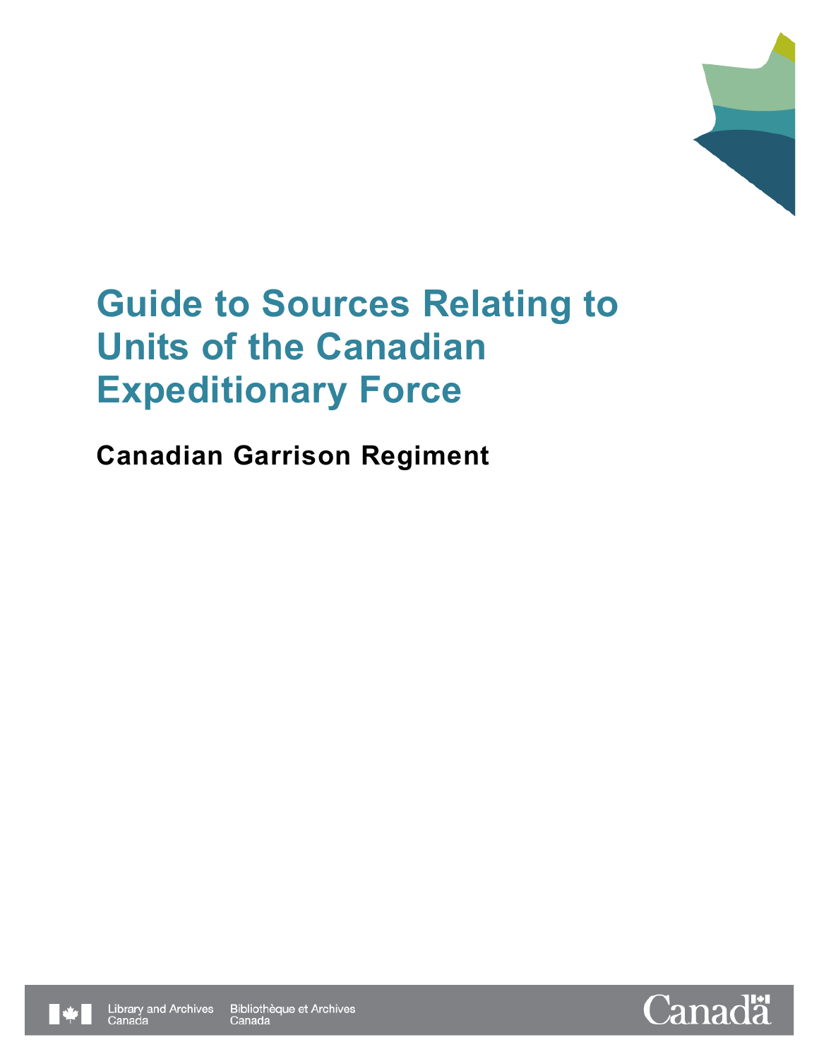# Guide to Sources Relating to Units of the Canadian Expeditionary Force

## Canadian Garrison Regiment

Library and Archives Canada Bibliothèque et Archives Canada

Canada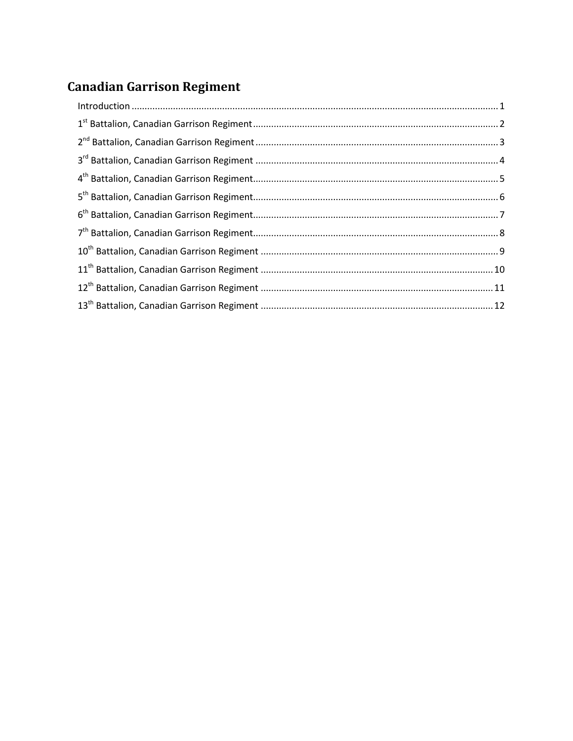# Canadian Garrison Regiment

Introduction ............................................................................................................................................. 1
1st Battalion, Canadian Garrison Regiment .............................................................................................. 2
2nd Battalion, Canadian Garrison Regiment ............................................................................................. 3
3rd Battalion, Canadian Garrison Regiment ............................................................................................. 4
4th Battalion, Canadian Garrison Regiment .............................................................................................. 5
5th Battalion, Canadian Garrison Regiment .............................................................................................. 6
6th Battalion, Canadian Garrison Regiment .............................................................................................. 7
7th Battalion, Canadian Garrison Regiment .............................................................................................. 8
10th Battalion, Canadian Garrison Regiment ........................................................................................... 9
11th Battalion, Canadian Garrison Regiment ......................................................................................... 10
12th Battalion, Canadian Garrison Regiment ......................................................................................... 11
13th Battalion, Canadian Garrison Regiment ......................................................................................... 12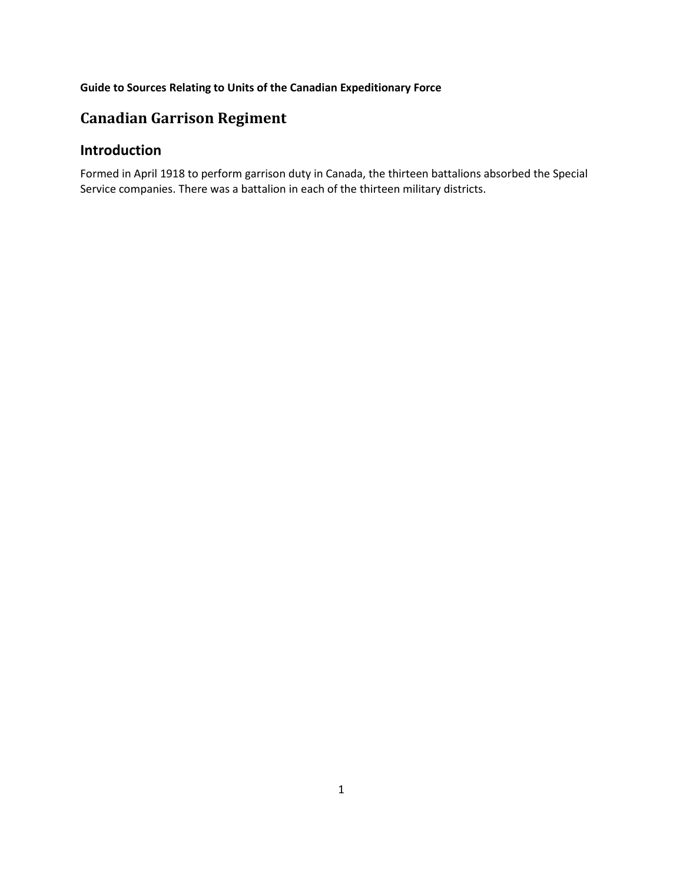**Guide to Sources Relating to Units of the Canadian Expeditionary Force**

# Canadian Garrison Regiment

## Introduction

Formed in April 1918 to perform garrison duty in Canada, the thirteen battalions absorbed the Special Service companies. There was a battalion in each of the thirteen military districts.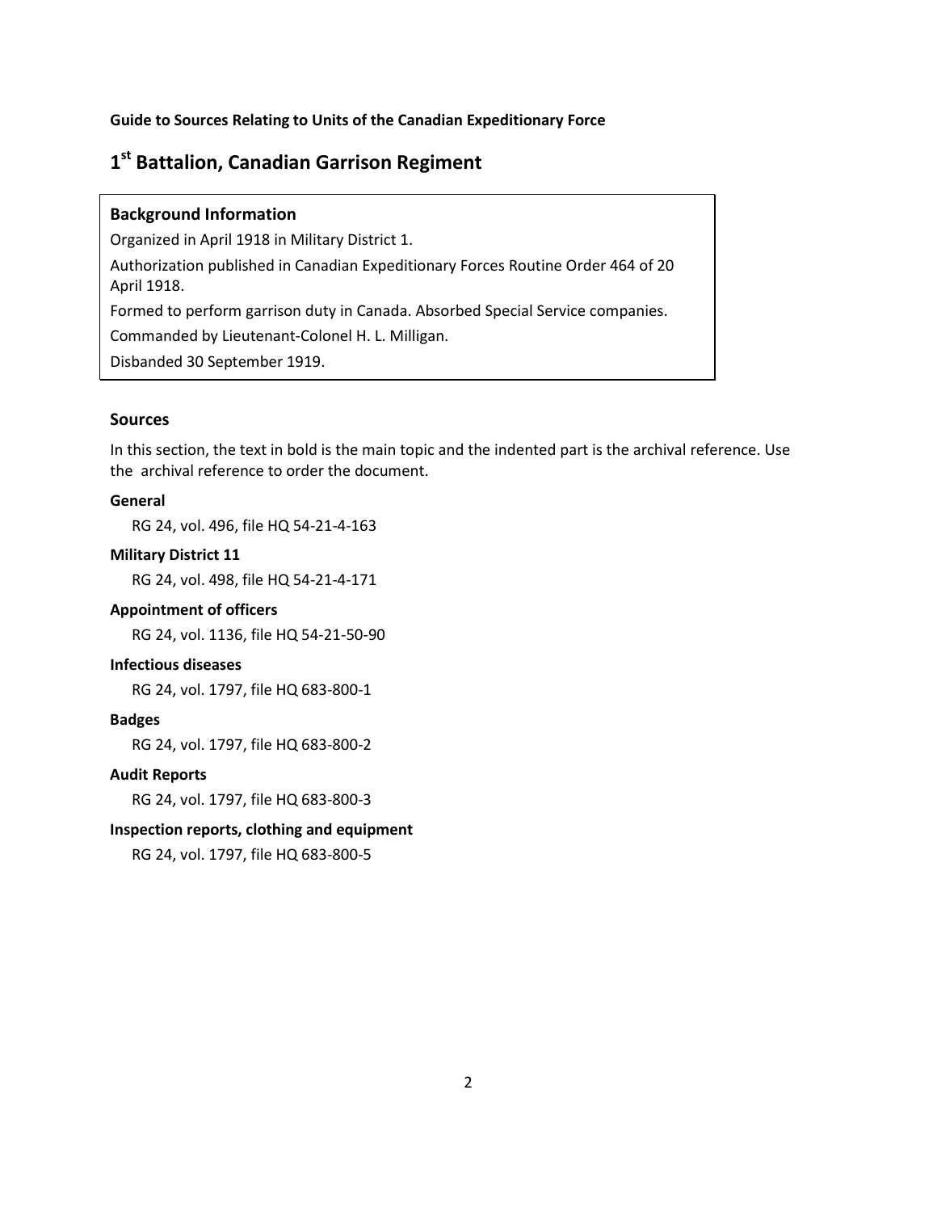**Guide to Sources Relating to Units of the Canadian Expeditionary Force**

# 1st Battalion, Canadian Garrison Regiment

**Background Information**

Organized in April 1918 in Military District 1.

Authorization published in Canadian Expeditionary Forces Routine Order 464 of 20 April 1918.

Formed to perform garrison duty in Canada. Absorbed Special Service companies.

Commanded by Lieutenant-Colonel H. L. Milligan.

Disbanded 30 September 1919.

## Sources

In this section, the text in bold is the main topic and the indented part is the archival reference. Use the archival reference to order the document.

**General**

RG 24, vol. 496, file HQ 54-21-4-163

**Military District 11**

RG 24, vol. 498, file HQ 54-21-4-171

**Appointment of officers**

RG 24, vol. 1136, file HQ 54-21-50-90

**Infectious diseases**

RG 24, vol. 1797, file HQ 683-800-1

**Badges**

RG 24, vol. 1797, file HQ 683-800-2

**Audit Reports**

RG 24, vol. 1797, file HQ 683-800-3

**Inspection reports, clothing and equipment**

RG 24, vol. 1797, file HQ 683-800-5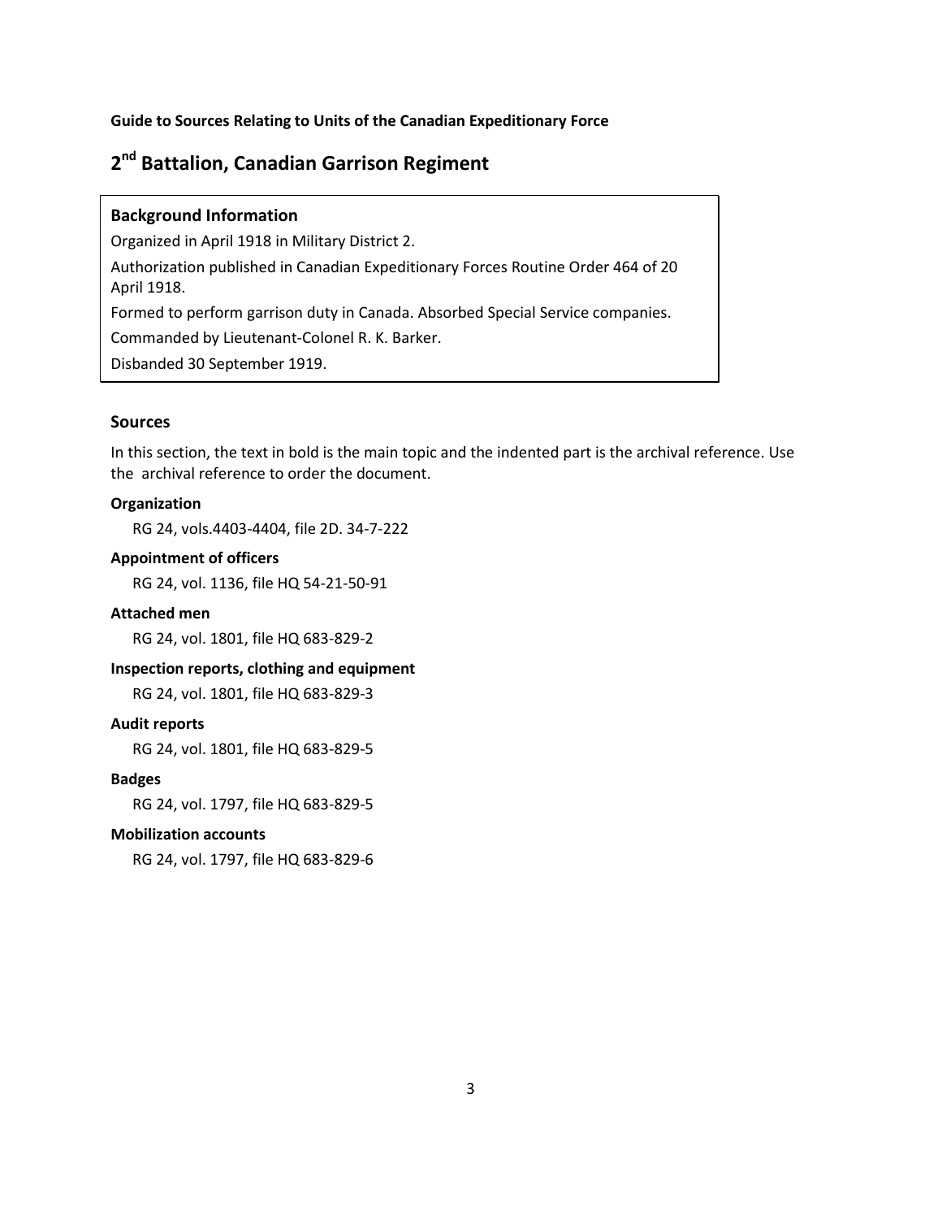**Guide to Sources Relating to Units of the Canadian Expeditionary Force**

# 2[nd] Battalion, Canadian Garrison Regiment

### Background Information

Organized in April 1918 in Military District 2.

Authorization published in Canadian Expeditionary Forces Routine Order 464 of 20 April 1918.

Formed to perform garrison duty in Canada. Absorbed Special Service companies.

Commanded by Lieutenant-Colonel R. K. Barker.

Disbanded 30 September 1919.

## Sources

In this section, the text in bold is the main topic and the indented part is the archival reference. Use the archival reference to order the document.

**Organization**

RG 24, vols.4403-4404, file 2D. 34-7-222

**Appointment of officers**

RG 24, vol. 1136, file HQ 54-21-50-91

**Attached men**

RG 24, vol. 1801, file HQ 683-829-2

**Inspection reports, clothing and equipment**

RG 24, vol. 1801, file HQ 683-829-3

**Audit reports**

RG 24, vol. 1801, file HQ 683-829-5

**Badges**

RG 24, vol. 1797, file HQ 683-829-5

**Mobilization accounts**

RG 24, vol. 1797, file HQ 683-829-6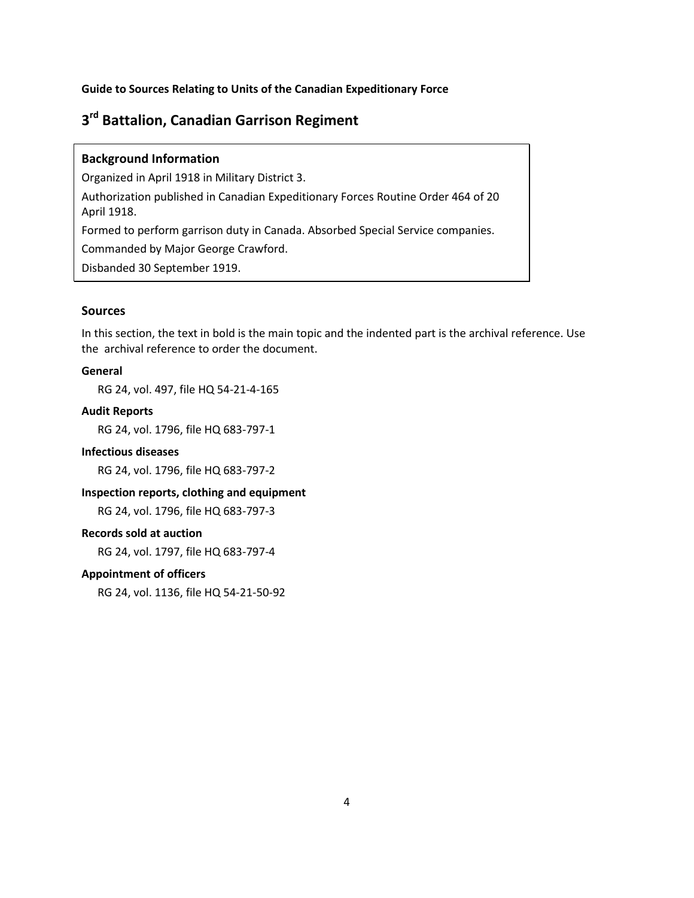**Guide to Sources Relating to Units of the Canadian Expeditionary Force**

# 3rd Battalion, Canadian Garrison Regiment

### Background Information

Organized in April 1918 in Military District 3.

Authorization published in Canadian Expeditionary Forces Routine Order 464 of 20 April 1918.

Formed to perform garrison duty in Canada. Absorbed Special Service companies.

Commanded by Major George Crawford.

Disbanded 30 September 1919.

## Sources

In this section, the text in bold is the main topic and the indented part is the archival reference. Use the archival reference to order the document.

**General**

RG 24, vol. 497, file HQ 54-21-4-165

**Audit Reports**

RG 24, vol. 1796, file HQ 683-797-1

**Infectious diseases**

RG 24, vol. 1796, file HQ 683-797-2

**Inspection reports, clothing and equipment**

RG 24, vol. 1796, file HQ 683-797-3

**Records sold at auction**

RG 24, vol. 1797, file HQ 683-797-4

**Appointment of officers**

RG 24, vol. 1136, file HQ 54-21-50-92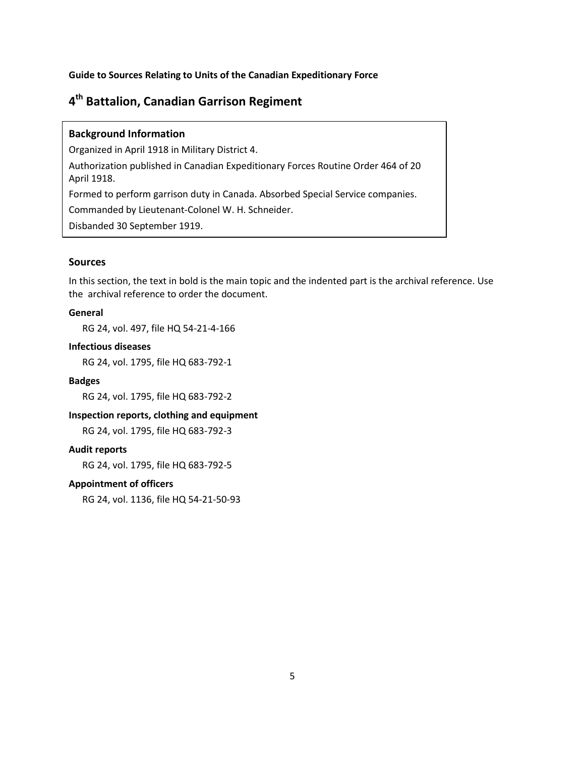**Guide to Sources Relating to Units of the Canadian Expeditionary Force**

# 4th Battalion, Canadian Garrison Regiment

### Background Information

Organized in April 1918 in Military District 4.

Authorization published in Canadian Expeditionary Forces Routine Order 464 of 20 April 1918.

Formed to perform garrison duty in Canada. Absorbed Special Service companies.

Commanded by Lieutenant-Colonel W. H. Schneider.

Disbanded 30 September 1919.

## Sources

In this section, the text in bold is the main topic and the indented part is the archival reference. Use the archival reference to order the document.

**General**

RG 24, vol. 497, file HQ 54-21-4-166

**Infectious diseases**

RG 24, vol. 1795, file HQ 683-792-1

**Badges**

RG 24, vol. 1795, file HQ 683-792-2

**Inspection reports, clothing and equipment**

RG 24, vol. 1795, file HQ 683-792-3

**Audit reports**

RG 24, vol. 1795, file HQ 683-792-5

**Appointment of officers**

RG 24, vol. 1136, file HQ 54-21-50-93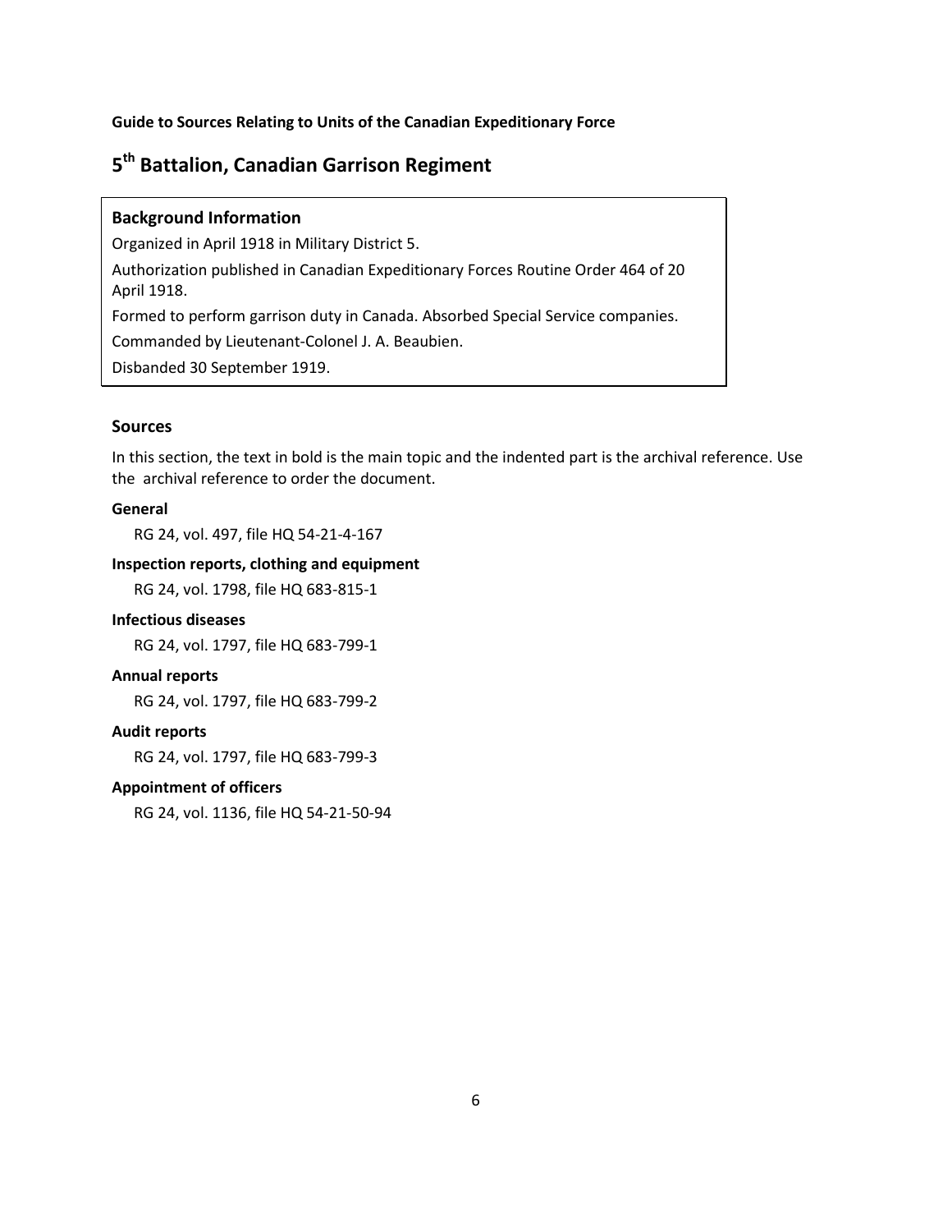**Guide to Sources Relating to Units of the Canadian Expeditionary Force**

# 5th Battalion, Canadian Garrison Regiment

### Background Information

Organized in April 1918 in Military District 5.

Authorization published in Canadian Expeditionary Forces Routine Order 464 of 20 April 1918.

Formed to perform garrison duty in Canada. Absorbed Special Service companies.

Commanded by Lieutenant-Colonel J. A. Beaubien.

Disbanded 30 September 1919.

## Sources

In this section, the text in bold is the main topic and the indented part is the archival reference. Use the archival reference to order the document.

**General**

RG 24, vol. 497, file HQ 54-21-4-167

**Inspection reports, clothing and equipment**

RG 24, vol. 1798, file HQ 683-815-1

**Infectious diseases**

RG 24, vol. 1797, file HQ 683-799-1

**Annual reports**

RG 24, vol. 1797, file HQ 683-799-2

**Audit reports**

RG 24, vol. 1797, file HQ 683-799-3

**Appointment of officers**

RG 24, vol. 1136, file HQ 54-21-50-94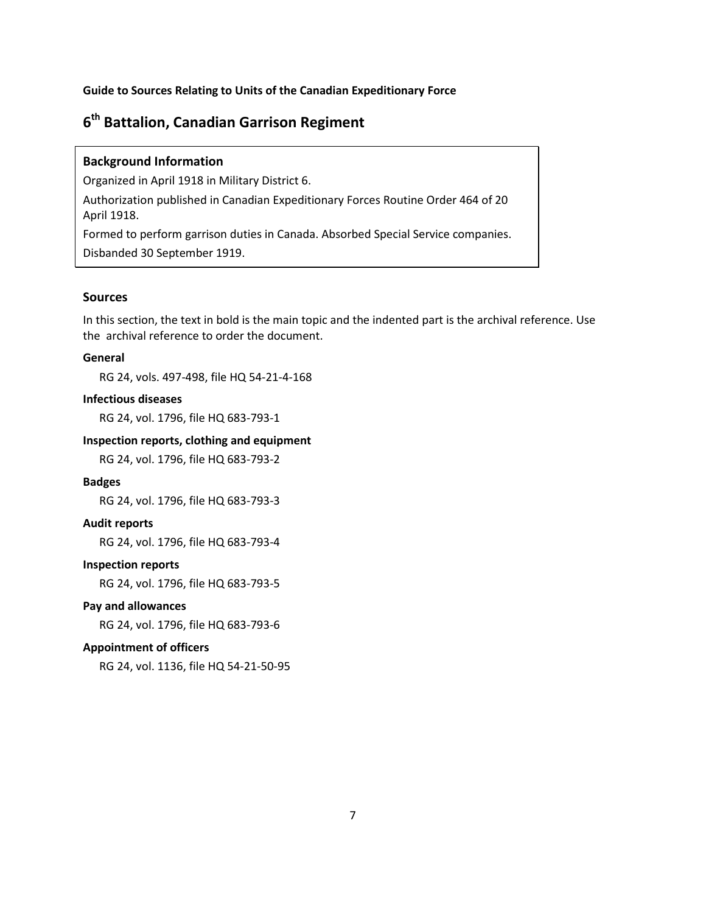**Guide to Sources Relating to Units of the Canadian Expeditionary Force**

# 6th Battalion, Canadian Garrison Regiment

### Background Information

Organized in April 1918 in Military District 6.

Authorization published in Canadian Expeditionary Forces Routine Order 464 of 20 April 1918.

Formed to perform garrison duties in Canada. Absorbed Special Service companies.

Disbanded 30 September 1919.

## Sources

In this section, the text in bold is the main topic and the indented part is the archival reference. Use the archival reference to order the document.

**General**

RG 24, vols. 497-498, file HQ 54-21-4-168

**Infectious diseases**

RG 24, vol. 1796, file HQ 683-793-1

**Inspection reports, clothing and equipment**

RG 24, vol. 1796, file HQ 683-793-2

**Badges**

RG 24, vol. 1796, file HQ 683-793-3

**Audit reports**

RG 24, vol. 1796, file HQ 683-793-4

**Inspection reports**

RG 24, vol. 1796, file HQ 683-793-5

**Pay and allowances**

RG 24, vol. 1796, file HQ 683-793-6

**Appointment of officers**

RG 24, vol. 1136, file HQ 54-21-50-95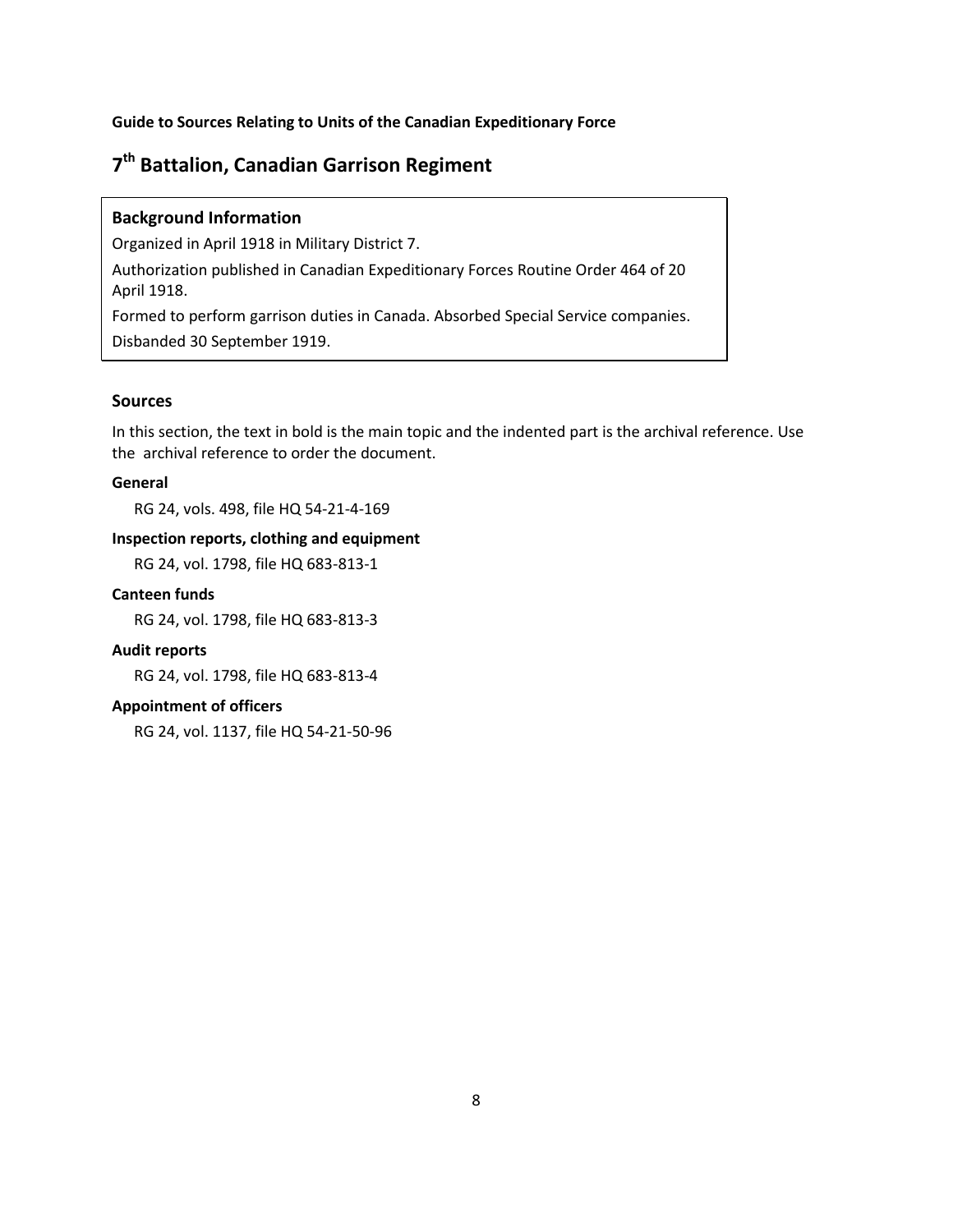**Guide to Sources Relating to Units of the Canadian Expeditionary Force**

# 7th Battalion, Canadian Garrison Regiment

### Background Information

Organized in April 1918 in Military District 7.

Authorization published in Canadian Expeditionary Forces Routine Order 464 of 20 April 1918.

Formed to perform garrison duties in Canada. Absorbed Special Service companies.

Disbanded 30 September 1919.

## Sources

In this section, the text in bold is the main topic and the indented part is the archival reference. Use the archival reference to order the document.

**General**

RG 24, vols. 498, file HQ 54-21-4-169

**Inspection reports, clothing and equipment**

RG 24, vol. 1798, file HQ 683-813-1

**Canteen funds**

RG 24, vol. 1798, file HQ 683-813-3

**Audit reports**

RG 24, vol. 1798, file HQ 683-813-4

**Appointment of officers**

RG 24, vol. 1137, file HQ 54-21-50-96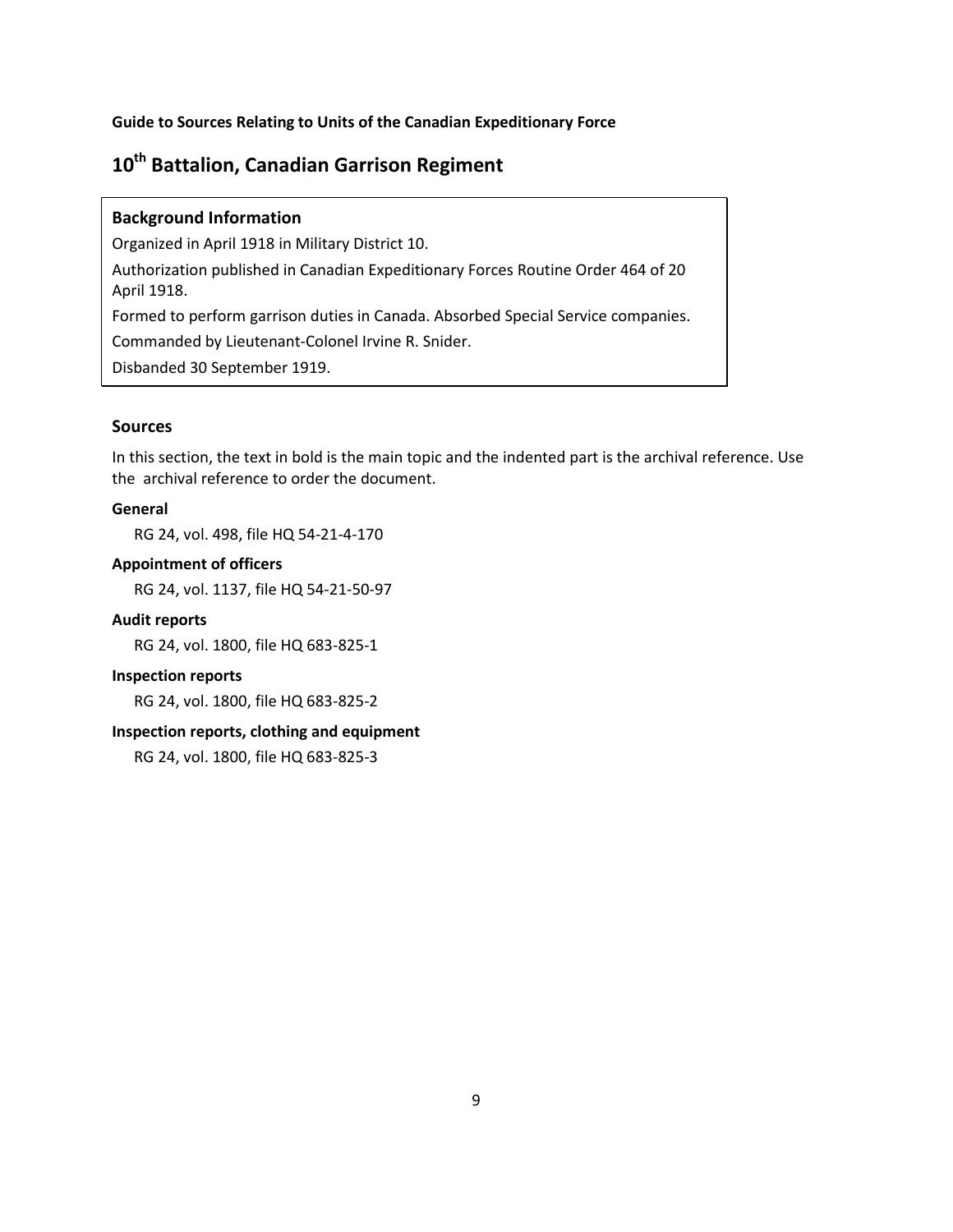**Guide to Sources Relating to Units of the Canadian Expeditionary Force**

# 10th Battalion, Canadian Garrison Regiment

### Background Information

Organized in April 1918 in Military District 10.

Authorization published in Canadian Expeditionary Forces Routine Order 464 of 20 April 1918.

Formed to perform garrison duties in Canada. Absorbed Special Service companies.

Commanded by Lieutenant-Colonel Irvine R. Snider.

Disbanded 30 September 1919.

## Sources

In this section, the text in bold is the main topic and the indented part is the archival reference. Use the archival reference to order the document.

**General**

RG 24, vol. 498, file HQ 54-21-4-170

**Appointment of officers**

RG 24, vol. 1137, file HQ 54-21-50-97

**Audit reports**

RG 24, vol. 1800, file HQ 683-825-1

**Inspection reports**

RG 24, vol. 1800, file HQ 683-825-2

**Inspection reports, clothing and equipment**

RG 24, vol. 1800, file HQ 683-825-3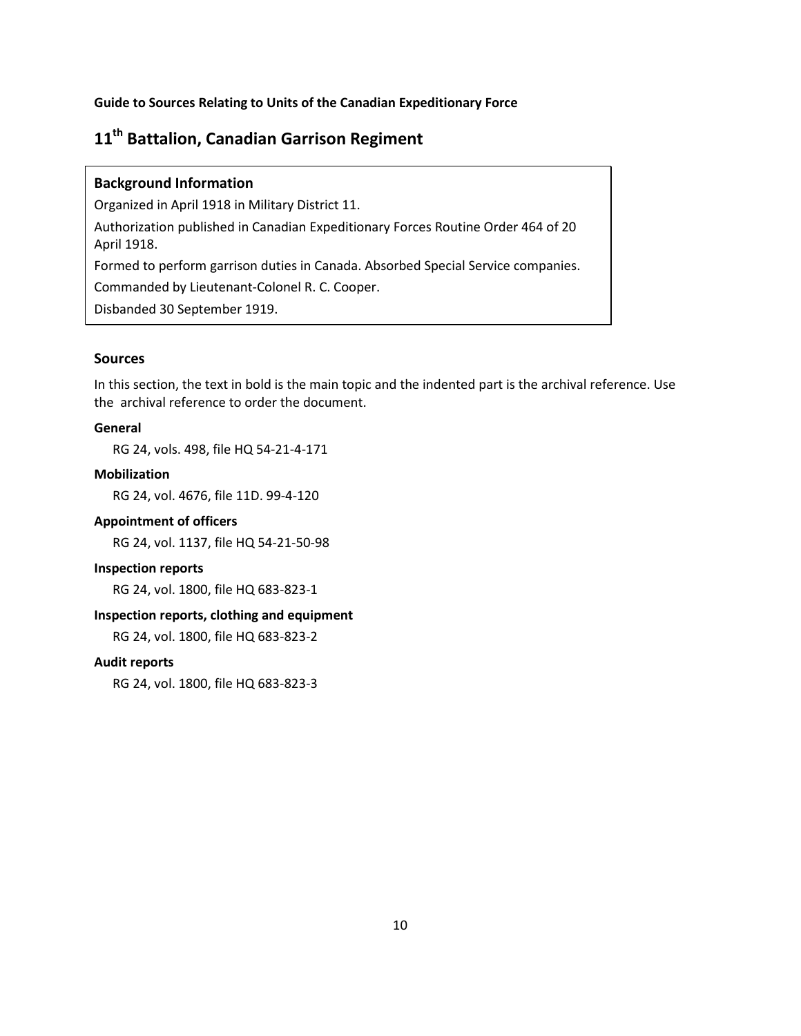Guide to Sources Relating to Units of the Canadian Expeditionary Force

# 11th Battalion, Canadian Garrison Regiment

### Background Information

Organized in April 1918 in Military District 11.

Authorization published in Canadian Expeditionary Forces Routine Order 464 of 20 April 1918.

Formed to perform garrison duties in Canada. Absorbed Special Service companies.

Commanded by Lieutenant-Colonel R. C. Cooper.

Disbanded 30 September 1919.

## Sources

In this section, the text in bold is the main topic and the indented part is the archival reference. Use the archival reference to order the document.

**General**

RG 24, vols. 498, file HQ 54-21-4-171

**Mobilization**

RG 24, vol. 4676, file 11D. 99-4-120

**Appointment of officers**

RG 24, vol. 1137, file HQ 54-21-50-98

**Inspection reports**

RG 24, vol. 1800, file HQ 683-823-1

**Inspection reports, clothing and equipment**

RG 24, vol. 1800, file HQ 683-823-2

**Audit reports**

RG 24, vol. 1800, file HQ 683-823-3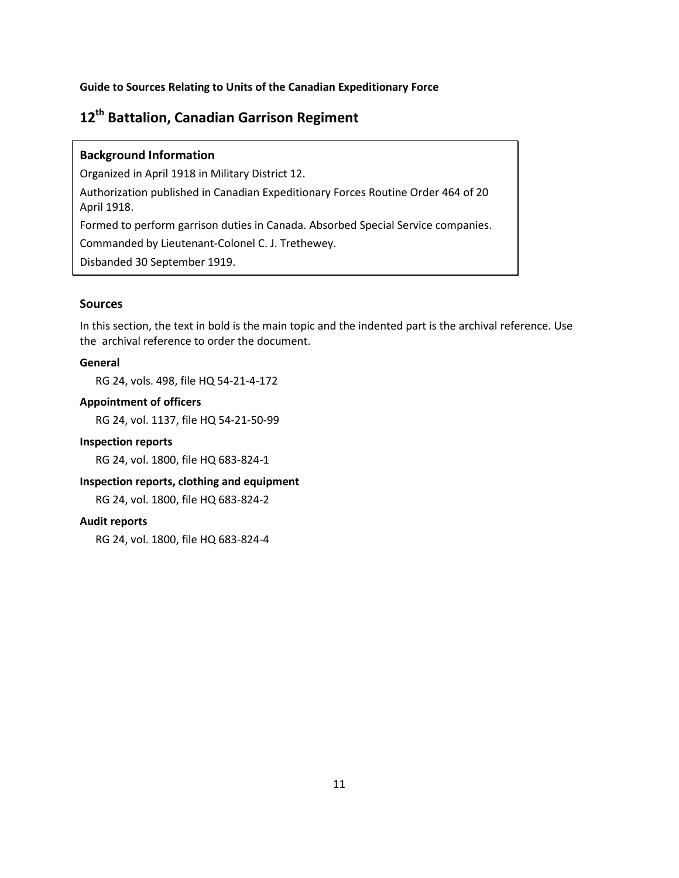**Guide to Sources Relating to Units of the Canadian Expeditionary Force**

# 12th Battalion, Canadian Garrison Regiment

### Background Information

Organized in April 1918 in Military District 12.

Authorization published in Canadian Expeditionary Forces Routine Order 464 of 20 April 1918.

Formed to perform garrison duties in Canada. Absorbed Special Service companies.

Commanded by Lieutenant-Colonel C. J. Trethewey.

Disbanded 30 September 1919.

## Sources

In this section, the text in bold is the main topic and the indented part is the archival reference. Use the archival reference to order the document.

**General**

RG 24, vols. 498, file HQ 54-21-4-172

**Appointment of officers**

RG 24, vol. 1137, file HQ 54-21-50-99

**Inspection reports**

RG 24, vol. 1800, file HQ 683-824-1

**Inspection reports, clothing and equipment**

RG 24, vol. 1800, file HQ 683-824-2

**Audit reports**

RG 24, vol. 1800, file HQ 683-824-4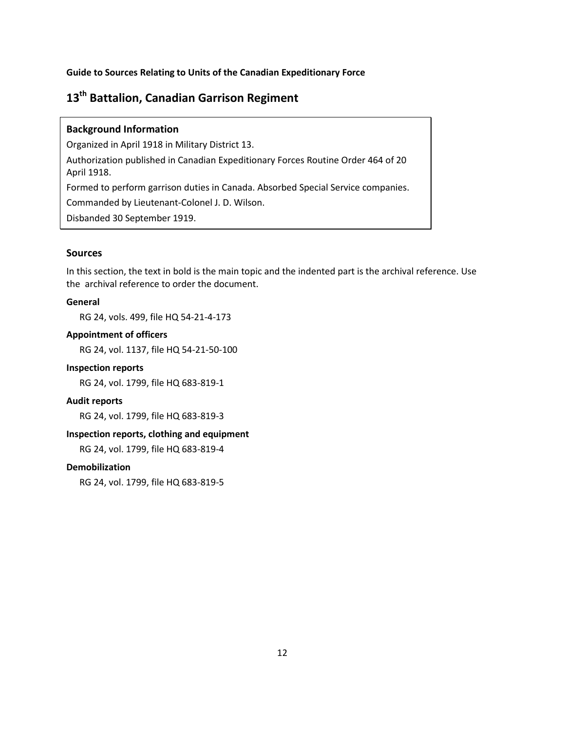**Guide to Sources Relating to Units of the Canadian Expeditionary Force**

# 13th Battalion, Canadian Garrison Regiment

### Background Information

Organized in April 1918 in Military District 13.

Authorization published in Canadian Expeditionary Forces Routine Order 464 of 20 April 1918.

Formed to perform garrison duties in Canada. Absorbed Special Service companies.

Commanded by Lieutenant-Colonel J. D. Wilson.

Disbanded 30 September 1919.

## Sources

In this section, the text in bold is the main topic and the indented part is the archival reference. Use the archival reference to order the document.

**General**

RG 24, vols. 499, file HQ 54-21-4-173

**Appointment of officers**

RG 24, vol. 1137, file HQ 54-21-50-100

**Inspection reports**

RG 24, vol. 1799, file HQ 683-819-1

**Audit reports**

RG 24, vol. 1799, file HQ 683-819-3

**Inspection reports, clothing and equipment**

RG 24, vol. 1799, file HQ 683-819-4

**Demobilization**

RG 24, vol. 1799, file HQ 683-819-5